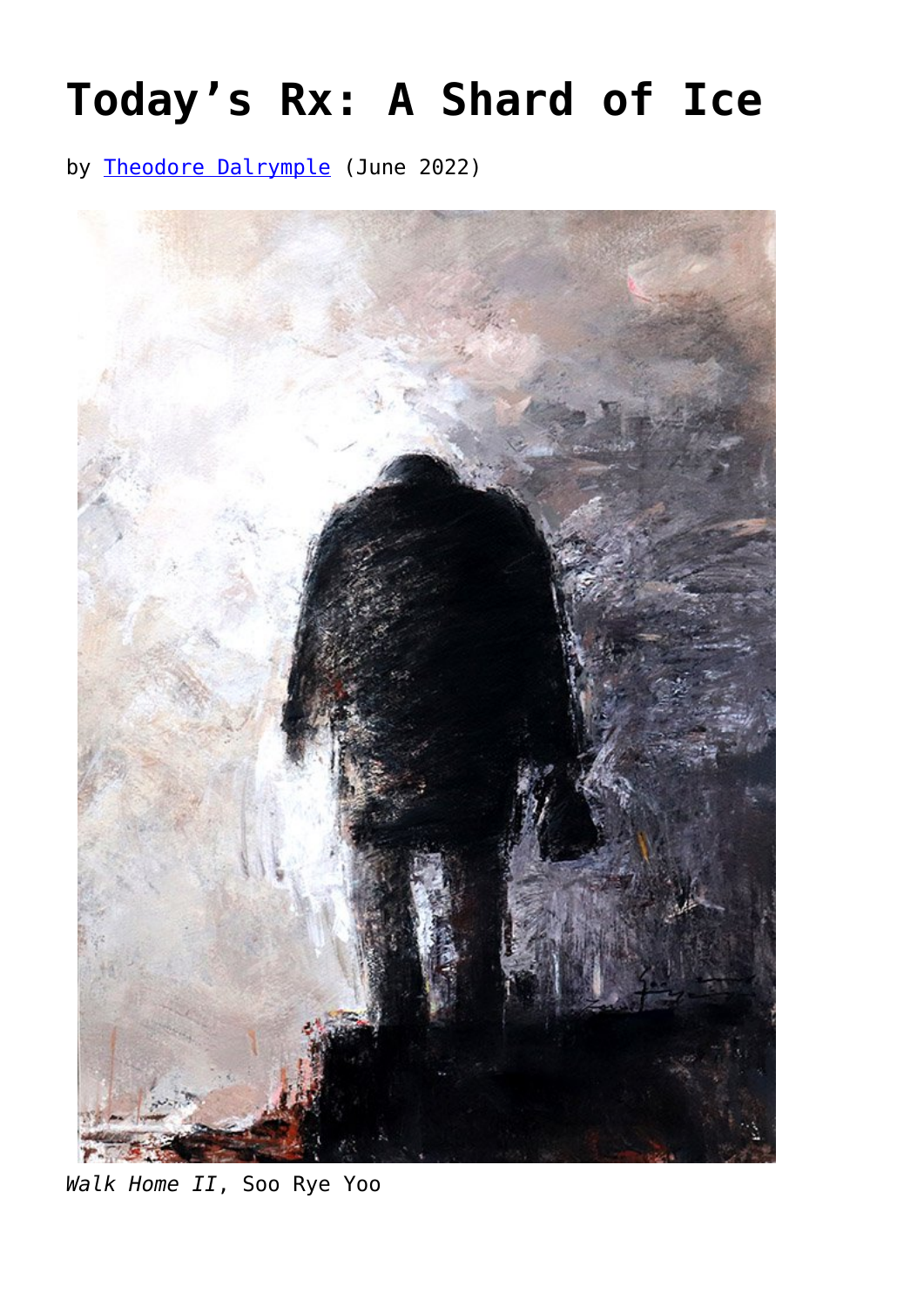# Today's Rx: A Shard of Ice

by [Theodore Dalrymple](Theodore Dalrymple) (June 2022)

*Walk Home II*, Soo Rye Yoo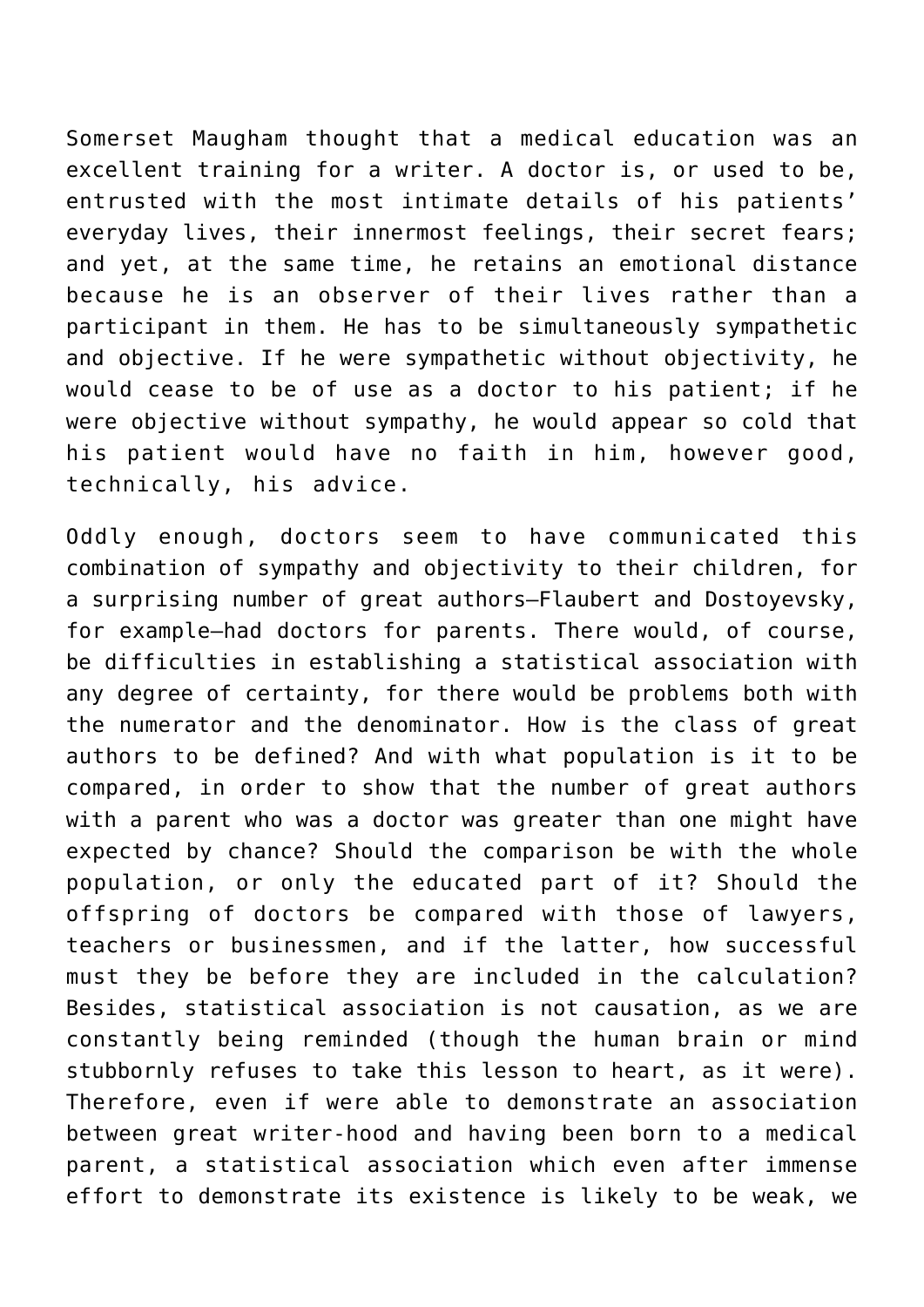Somerset Maugham thought that a medical education was an excellent training for a writer. A doctor is, or used to be, entrusted with the most intimate details of his patients' everyday lives, their innermost feelings, their secret fears; and yet, at the same time, he retains an emotional distance because he is an observer of their lives rather than a participant in them. He has to be simultaneously sympathetic and objective. If he were sympathetic without objectivity, he would cease to be of use as a doctor to his patient; if he were objective without sympathy, he would appear so cold that his patient would have no faith in him, however good, technically, his advice.

Oddly enough, doctors seem to have communicated this combination of sympathy and objectivity to their children, for a surprising number of great authors—Flaubert and Dostoyevsky, for example—had doctors for parents. There would, of course, be difficulties in establishing a statistical association with any degree of certainty, for there would be problems both with the numerator and the denominator. How is the class of great authors to be defined? And with what population is it to be compared, in order to show that the number of great authors with a parent who was a doctor was greater than one might have expected by chance? Should the comparison be with the whole population, or only the educated part of it? Should the offspring of doctors be compared with those of lawyers, teachers or businessmen, and if the latter, how successful must they be before they are included in the calculation? Besides, statistical association is not causation, as we are constantly being reminded (though the human brain or mind stubbornly refuses to take this lesson to heart, as it were). Therefore, even if were able to demonstrate an association between great writer-hood and having been born to a medical parent, a statistical association which even after immense effort to demonstrate its existence is likely to be weak, we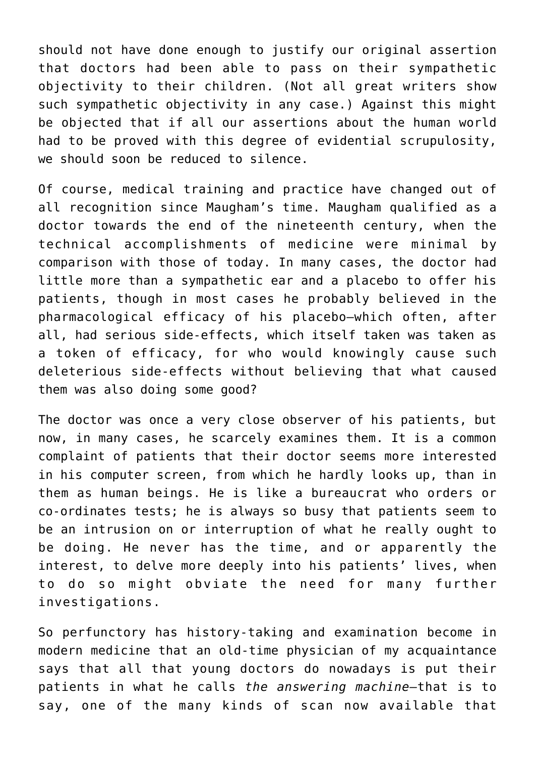should not have done enough to justify our original assertion that doctors had been able to pass on their sympathetic objectivity to their children. (Not all great writers show such sympathetic objectivity in any case.) Against this might be objected that if all our assertions about the human world had to be proved with this degree of evidential scrupulosity, we should soon be reduced to silence.

Of course, medical training and practice have changed out of all recognition since Maugham's time. Maugham qualified as a doctor towards the end of the nineteenth century, when the technical accomplishments of medicine were minimal by comparison with those of today. In many cases, the doctor had little more than a sympathetic ear and a placebo to offer his patients, though in most cases he probably believed in the pharmacological efficacy of his placebo—which often, after all, had serious side-effects, which itself taken was taken as a token of efficacy, for who would knowingly cause such deleterious side-effects without believing that what caused them was also doing some good?

The doctor was once a very close observer of his patients, but now, in many cases, he scarcely examines them. It is a common complaint of patients that their doctor seems more interested in his computer screen, from which he hardly looks up, than in them as human beings. He is like a bureaucrat who orders or co-ordinates tests; he is always so busy that patients seem to be an intrusion on or interruption of what he really ought to be doing. He never has the time, and or apparently the interest, to delve more deeply into his patients' lives, when to do so might obviate the need for many further investigations.

So perfunctory has history-taking and examination become in modern medicine that an old-time physician of my acquaintance says that all that young doctors do nowadays is put their patients in what he calls *the answering machine*—that is to say, one of the many kinds of scan now available that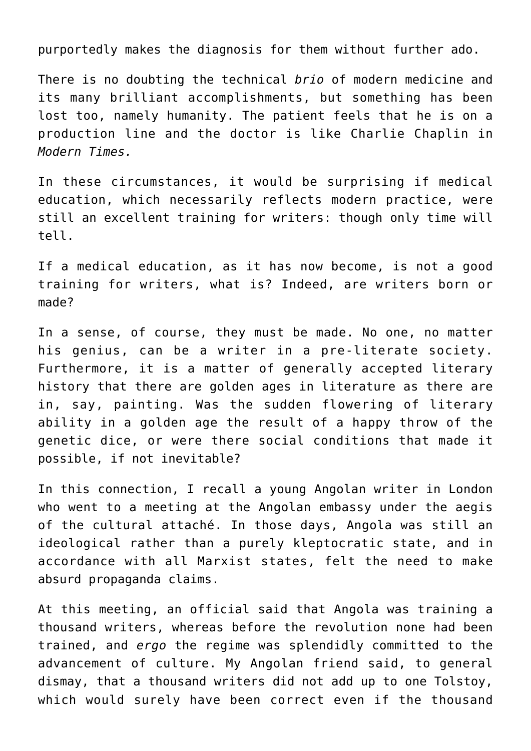purportedly makes the diagnosis for them without further ado.

There is no doubting the technical *brio* of modern medicine and its many brilliant accomplishments, but something has been lost too, namely humanity. The patient feels that he is on a production line and the doctor is like Charlie Chaplin in *Modern Times.*

In these circumstances, it would be surprising if medical education, which necessarily reflects modern practice, were still an excellent training for writers: though only time will tell.

If a medical education, as it has now become, is not a good training for writers, what is? Indeed, are writers born or made?

In a sense, of course, they must be made. No one, no matter his genius, can be a writer in a pre-literate society. Furthermore, it is a matter of generally accepted literary history that there are golden ages in literature as there are in, say, painting. Was the sudden flowering of literary ability in a golden age the result of a happy throw of the genetic dice, or were there social conditions that made it possible, if not inevitable?

In this connection, I recall a young Angolan writer in London who went to a meeting at the Angolan embassy under the aegis of the cultural attaché. In those days, Angola was still an ideological rather than a purely kleptocratic state, and in accordance with all Marxist states, felt the need to make absurd propaganda claims.

At this meeting, an official said that Angola was training a thousand writers, whereas before the revolution none had been trained, and *ergo* the regime was splendidly committed to the advancement of culture. My Angolan friend said, to general dismay, that a thousand writers did not add up to one Tolstoy, which would surely have been correct even if the thousand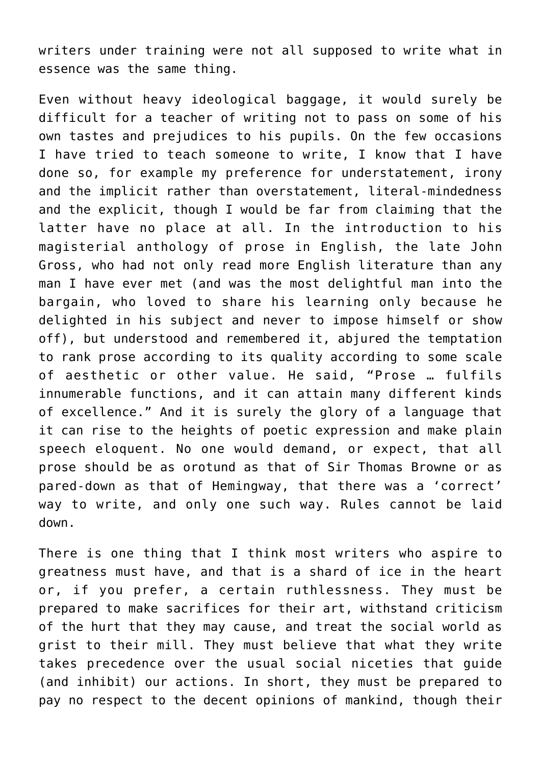writers under training were not all supposed to write what in essence was the same thing.

Even without heavy ideological baggage, it would surely be difficult for a teacher of writing not to pass on some of his own tastes and prejudices to his pupils. On the few occasions I have tried to teach someone to write, I know that I have done so, for example my preference for understatement, irony and the implicit rather than overstatement, literal-mindedness and the explicit, though I would be far from claiming that the latter have no place at all. In the introduction to his magisterial anthology of prose in English, the late John Gross, who had not only read more English literature than any man I have ever met (and was the most delightful man into the bargain, who loved to share his learning only because he delighted in his subject and never to impose himself or show off), but understood and remembered it, abjured the temptation to rank prose according to its quality according to some scale of aesthetic or other value. He said, "Prose … fulfils innumerable functions, and it can attain many different kinds of excellence." And it is surely the glory of a language that it can rise to the heights of poetic expression and make plain speech eloquent. No one would demand, or expect, that all prose should be as orotund as that of Sir Thomas Browne or as pared-down as that of Hemingway, that there was a 'correct' way to write, and only one such way. Rules cannot be laid down.

There is one thing that I think most writers who aspire to greatness must have, and that is a shard of ice in the heart or, if you prefer, a certain ruthlessness. They must be prepared to make sacrifices for their art, withstand criticism of the hurt that they may cause, and treat the social world as grist to their mill. They must believe that what they write takes precedence over the usual social niceties that guide (and inhibit) our actions. In short, they must be prepared to pay no respect to the decent opinions of mankind, though their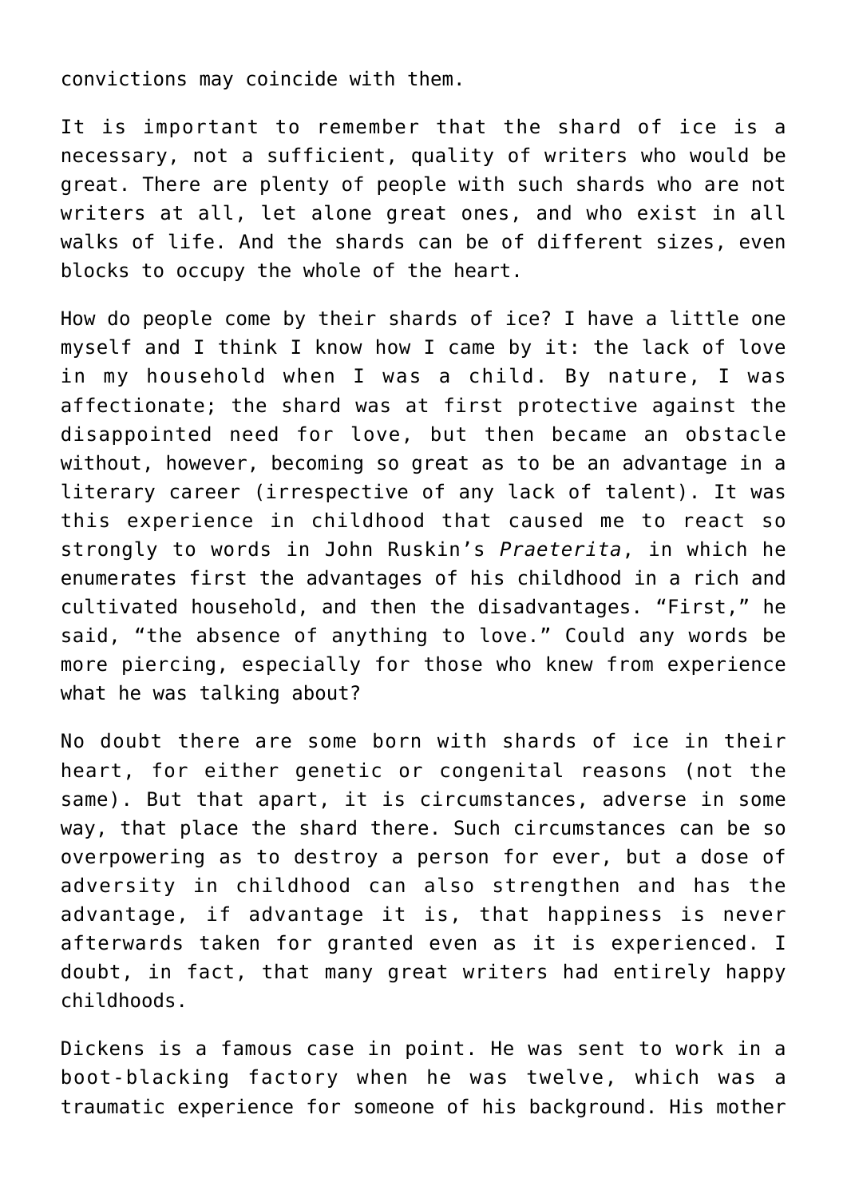convictions may coincide with them.

It is important to remember that the shard of ice is a necessary, not a sufficient, quality of writers who would be great. There are plenty of people with such shards who are not writers at all, let alone great ones, and who exist in all walks of life. And the shards can be of different sizes, even blocks to occupy the whole of the heart.

How do people come by their shards of ice? I have a little one myself and I think I know how I came by it: the lack of love in my household when I was a child. By nature, I was affectionate; the shard was at first protective against the disappointed need for love, but then became an obstacle without, however, becoming so great as to be an advantage in a literary career (irrespective of any lack of talent). It was this experience in childhood that caused me to react so strongly to words in John Ruskin's *Praeterita*, in which he enumerates first the advantages of his childhood in a rich and cultivated household, and then the disadvantages. "First," he said, "the absence of anything to love." Could any words be more piercing, especially for those who knew from experience what he was talking about?

No doubt there are some born with shards of ice in their heart, for either genetic or congenital reasons (not the same). But that apart, it is circumstances, adverse in some way, that place the shard there. Such circumstances can be so overpowering as to destroy a person for ever, but a dose of adversity in childhood can also strengthen and has the advantage, if advantage it is, that happiness is never afterwards taken for granted even as it is experienced. I doubt, in fact, that many great writers had entirely happy childhoods.

Dickens is a famous case in point. He was sent to work in a boot-blacking factory when he was twelve, which was a traumatic experience for someone of his background. His mother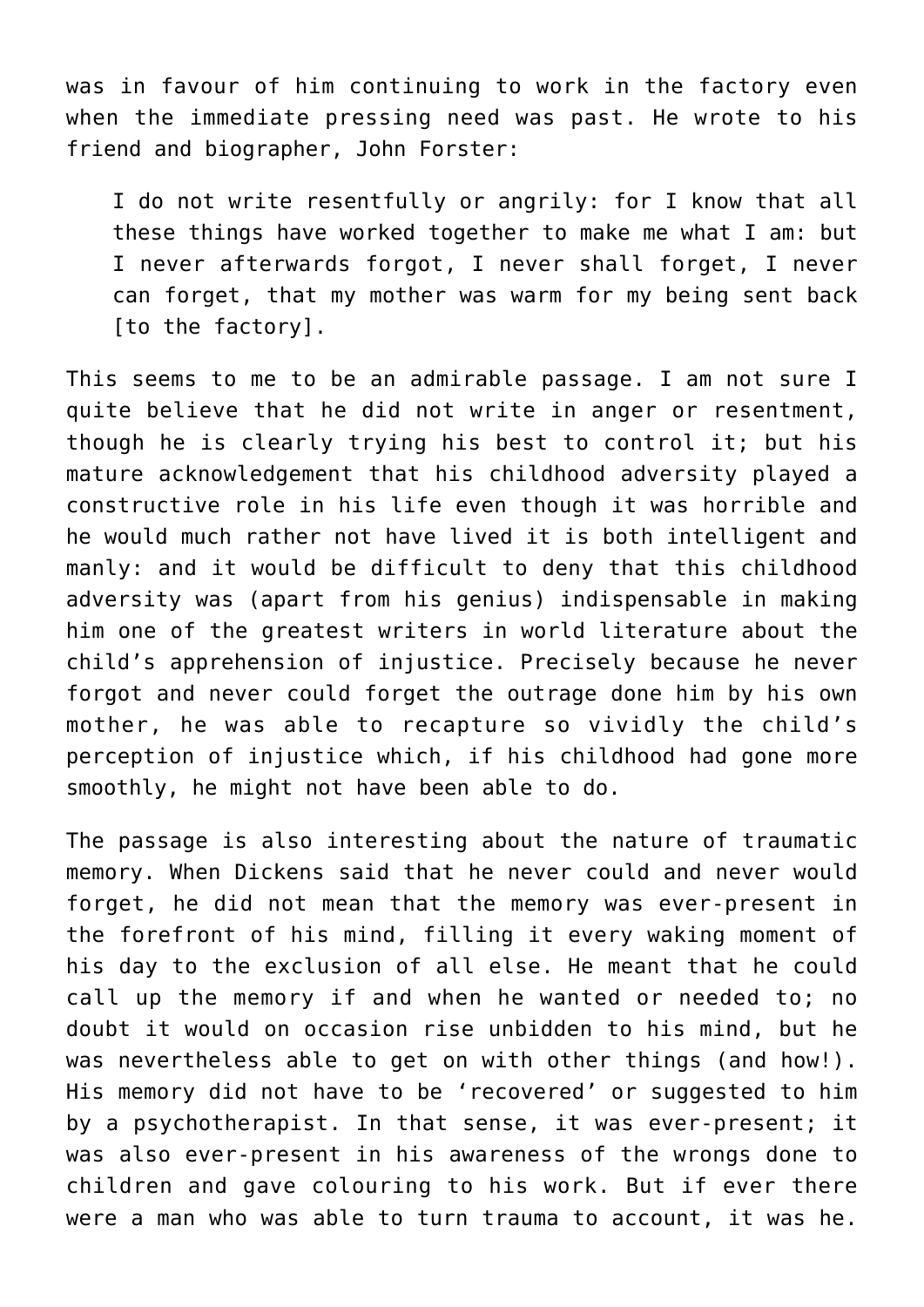was in favour of him continuing to work in the factory even when the immediate pressing need was past. He wrote to his friend and biographer, John Forster:

> I do not write resentfully or angrily: for I know that all these things have worked together to make me what I am: but I never afterwards forgot, I never shall forget, I never can forget, that my mother was warm for my being sent back [to the factory].

This seems to me to be an admirable passage. I am not sure I quite believe that he did not write in anger or resentment, though he is clearly trying his best to control it; but his mature acknowledgement that his childhood adversity played a constructive role in his life even though it was horrible and he would much rather not have lived it is both intelligent and manly: and it would be difficult to deny that this childhood adversity was (apart from his genius) indispensable in making him one of the greatest writers in world literature about the child's apprehension of injustice. Precisely because he never forgot and never could forget the outrage done him by his own mother, he was able to recapture so vividly the child's perception of injustice which, if his childhood had gone more smoothly, he might not have been able to do.

The passage is also interesting about the nature of traumatic memory. When Dickens said that he never could and never would forget, he did not mean that the memory was ever-present in the forefront of his mind, filling it every waking moment of his day to the exclusion of all else. He meant that he could call up the memory if and when he wanted or needed to; no doubt it would on occasion rise unbidden to his mind, but he was nevertheless able to get on with other things (and how!). His memory did not have to be 'recovered' or suggested to him by a psychotherapist. In that sense, it was ever-present; it was also ever-present in his awareness of the wrongs done to children and gave colouring to his work. But if ever there were a man who was able to turn trauma to account, it was he.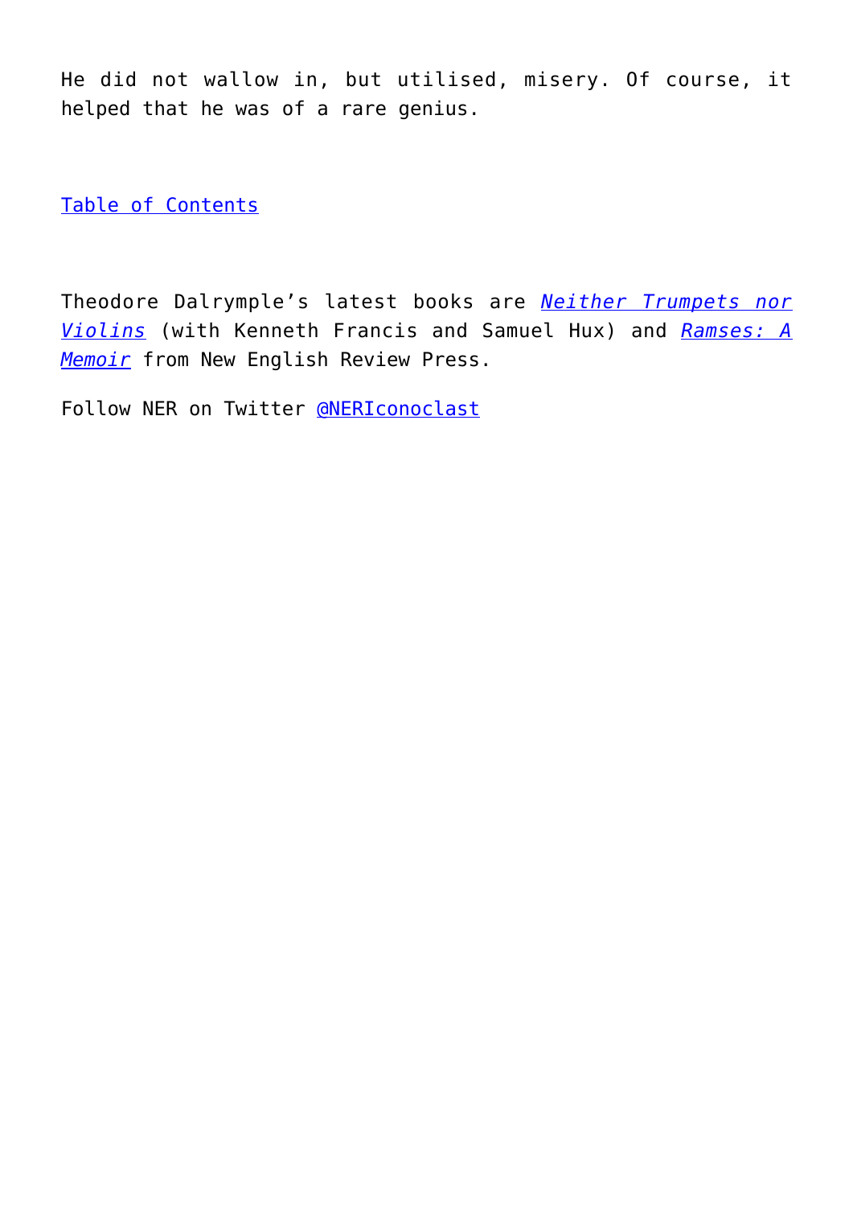He did not wallow in, but utilised, misery. Of course, it helped that he was of a rare genius.

Table of Contents

Theodore Dalrymple's latest books are *Neither Trumpets nor Violins* (with Kenneth Francis and Samuel Hux) and *Ramses: A Memoir* from New English Review Press.

Follow NER on Twitter @NERIconoclast